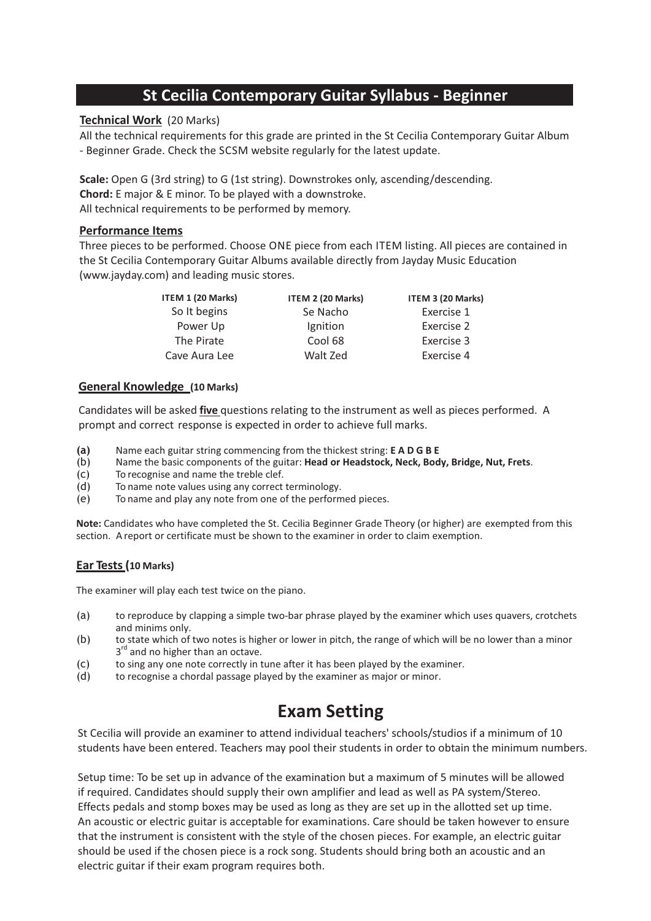# St Cecilia Contemporary Guitar Syllabus - Beginner

**Technical Work** (20 Marks)

All the technical requirements for this grade are printed in the St Cecilia Contemporary Guitar Album - Beginner Grade. Check the SCSM website regularly for the latest update.

**Scale:** Open G (3rd string) to G (1st string). Downstrokes only, ascending/descending.
**Chord:** E major & E minor. To be played with a downstroke.
All technical requirements to be performed by memory.

**Performance Items**

Three pieces to be performed. Choose ONE piece from each ITEM listing. All pieces are contained in the St Cecilia Contemporary Guitar Albums available directly from Jayday Music Education (www.jayday.com) and leading music stores.

| ITEM 1 (20 Marks) | ITEM 2 (20 Marks) | ITEM 3 (20 Marks) |
| --- | --- | --- |
| So It begins | Se Nacho | Exercise 1 |
| Power Up | Ignition | Exercise 2 |
| The Pirate | Cool 68 | Exercise 3 |
| Cave Aura Lee | Walt Zed | Exercise 4 |

**General Knowledge (10 Marks)**

Candidates will be asked **five** questions relating to the instrument as well as pieces performed. A prompt and correct response is expected in order to achieve full marks.

- (a) Name each guitar string commencing from the thickest string: **E A D G B E**
- (b) Name the basic components of the guitar: **Head or Headstock, Neck, Body, Bridge, Nut, Frets**.
- (c) To recognise and name the treble clef.
- (d) To name note values using any correct terminology.
- (e) To name and play any note from one of the performed pieces.

**Note:** Candidates who have completed the St. Cecilia Beginner Grade Theory (or higher) are exempted from this section. A report or certificate must be shown to the examiner in order to claim exemption.

**Ear Tests (10 Marks)**

The examiner will play each test twice on the piano.

- (a) to reproduce by clapping a simple two-bar phrase played by the examiner which uses quavers, crotchets and minims only.
- (b) to state which of two notes is higher or lower in pitch, the range of which will be no lower than a minor 3rd and no higher than an octave.
- (c) to sing any one note correctly in tune after it has been played by the examiner.
- (d) to recognise a chordal passage played by the examiner as major or minor.

## Exam Setting

St Cecilia will provide an examiner to attend individual teachers' schools/studios if a minimum of 10 students have been entered. Teachers may pool their students in order to obtain the minimum numbers.

Setup time: To be set up in advance of the examination but a maximum of 5 minutes will be allowed if required. Candidates should supply their own amplifier and lead as well as PA system/Stereo. Effects pedals and stomp boxes may be used as long as they are set up in the allotted set up time. An acoustic or electric guitar is acceptable for examinations. Care should be taken however to ensure that the instrument is consistent with the style of the chosen pieces. For example, an electric guitar should be used if the chosen piece is a rock song. Students should bring both an acoustic and an electric guitar if their exam program requires both.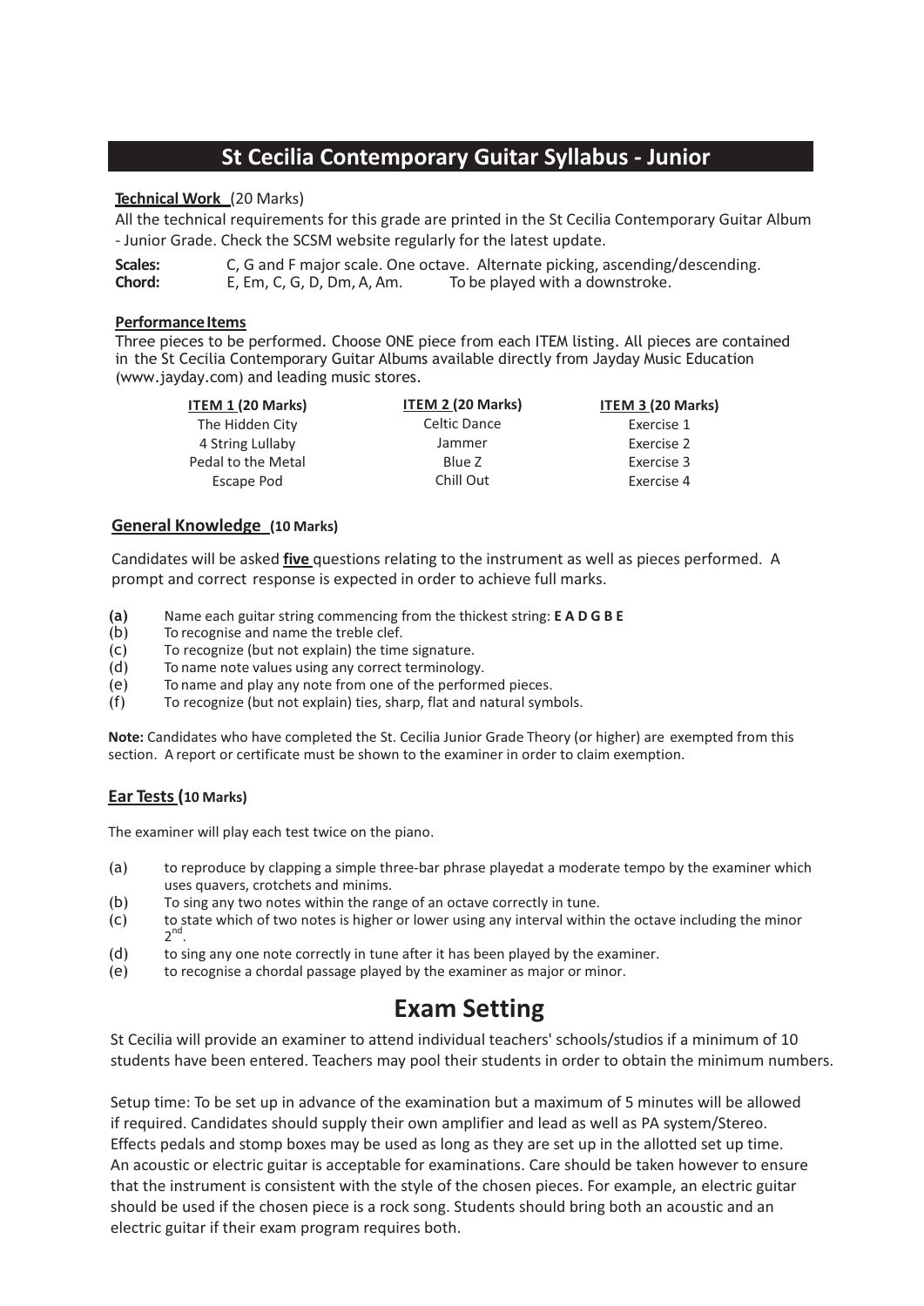# St Cecilia Contemporary Guitar Syllabus - Junior

**Technical Work** (20 Marks)

All the technical requirements for this grade are printed in the St Cecilia Contemporary Guitar Album - Junior Grade. Check the SCSM website regularly for the latest update.

**Scales:** C, G and F major scale. One octave. Alternate picking, ascending/descending.
**Chord:** E, Em, C, G, D, Dm, A, Am. To be played with a downstroke.

**Performance Items**

Three pieces to be performed. Choose ONE piece from each ITEM listing. All pieces are contained in the St Cecilia Contemporary Guitar Albums available directly from Jayday Music Education (www.jayday.com) and leading music stores.

| ITEM 1 (20 Marks) | ITEM 2 (20 Marks) | ITEM 3 (20 Marks) |
|---|---|---|
| The Hidden City | Celtic Dance | Exercise 1 |
| 4 String Lullaby | Jammer | Exercise 2 |
| Pedal to the Metal | Blue Z | Exercise 3 |
| Escape Pod | Chill Out | Exercise 4 |

**General Knowledge** (10 Marks)

Candidates will be asked **five** questions relating to the instrument as well as pieces performed. A prompt and correct response is expected in order to achieve full marks.

(a) Name each guitar string commencing from the thickest string: **E A D G B E**
(b) To recognise and name the treble clef.
(c) To recognize (but not explain) the time signature.
(d) To name note values using any correct terminology.
(e) To name and play any note from one of the performed pieces.
(f) To recognize (but not explain) ties, sharp, flat and natural symbols.

**Note:** Candidates who have completed the St. Cecilia Junior Grade Theory (or higher) are exempted from this section. A report or certificate must be shown to the examiner in order to claim exemption.

**Ear Tests** (10 Marks)

The examiner will play each test twice on the piano.

(a) to reproduce by clapping a simple three-bar phrase playedat a moderate tempo by the examiner which uses quavers, crotchets and minims.
(b) To sing any two notes within the range of an octave correctly in tune.
(c) to state which of two notes is higher or lower using any interval within the octave including the minor 2nd.
(d) to sing any one note correctly in tune after it has been played by the examiner.
(e) to recognise a chordal passage played by the examiner as major or minor.

# Exam Setting

St Cecilia will provide an examiner to attend individual teachers' schools/studios if a minimum of 10 students have been entered. Teachers may pool their students in order to obtain the minimum numbers.

Setup time: To be set up in advance of the examination but a maximum of 5 minutes will be allowed if required. Candidates should supply their own amplifier and lead as well as PA system/Stereo. Effects pedals and stomp boxes may be used as long as they are set up in the allotted set up time. An acoustic or electric guitar is acceptable for examinations. Care should be taken however to ensure that the instrument is consistent with the style of the chosen pieces. For example, an electric guitar should be used if the chosen piece is a rock song. Students should bring both an acoustic and an electric guitar if their exam program requires both.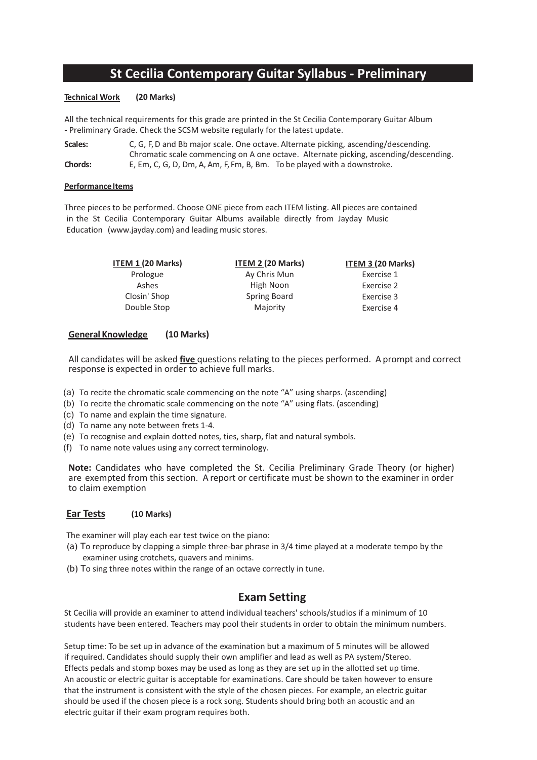# St Cecilia Contemporary Guitar Syllabus - Preliminary

**Technical Work** **(20 Marks)**

All the technical requirements for this grade are printed in the St Cecilia Contemporary Guitar Album - Preliminary Grade. Check the SCSM website regularly for the latest update.

**Scales:** C, G, F, D and Bb major scale. One octave. Alternate picking, ascending/descending. Chromatic scale commencing on A one octave. Alternate picking, ascending/descending.

**Chords:** E, Em, C, G, D, Dm, A, Am, F, Fm, B, Bm. To be played with a downstroke.

**Performance Items**

Three pieces to be performed. Choose ONE piece from each ITEM listing. All pieces are contained in the St Cecilia Contemporary Guitar Albums available directly from Jayday Music Education (www.jayday.com) and leading music stores.

| ITEM 1 (20 Marks) | ITEM 2 (20 Marks) | ITEM 3 (20 Marks) |
|---|---|---|
| Prologue | Ay Chris Mun | Exercise 1 |
| Ashes | High Noon | Exercise 2 |
| Closin' Shop | Spring Board | Exercise 3 |
| Double Stop | Majority | Exercise 4 |

**General Knowledge** **(10 Marks)**

All candidates will be asked **five** questions relating to the pieces performed. A prompt and correct response is expected in order to achieve full marks.

(a) To recite the chromatic scale commencing on the note "A" using sharps. (ascending)
(b) To recite the chromatic scale commencing on the note "A" using flats. (ascending)
(c) To name and explain the time signature.
(d) To name any note between frets 1-4.
(e) To recognise and explain dotted notes, ties, sharp, flat and natural symbols.
(f) To name note values using any correct terminology.

**Note:** Candidates who have completed the St. Cecilia Preliminary Grade Theory (or higher) are exempted from this section. A report or certificate must be shown to the examiner in order to claim exemption

**Ear Tests** **(10 Marks)**

The examiner will play each ear test twice on the piano:

(a) To reproduce by clapping a simple three-bar phrase in 3/4 time played at a moderate tempo by the examiner using crotchets, quavers and minims.
(b) To sing three notes within the range of an octave correctly in tune.

## Exam Setting

St Cecilia will provide an examiner to attend individual teachers' schools/studios if a minimum of 10 students have been entered. Teachers may pool their students in order to obtain the minimum numbers.

Setup time: To be set up in advance of the examination but a maximum of 5 minutes will be allowed if required. Candidates should supply their own amplifier and lead as well as PA system/Stereo. Effects pedals and stomp boxes may be used as long as they are set up in the allotted set up time. An acoustic or electric guitar is acceptable for examinations. Care should be taken however to ensure that the instrument is consistent with the style of the chosen pieces. For example, an electric guitar should be used if the chosen piece is a rock song. Students should bring both an acoustic and an electric guitar if their exam program requires both.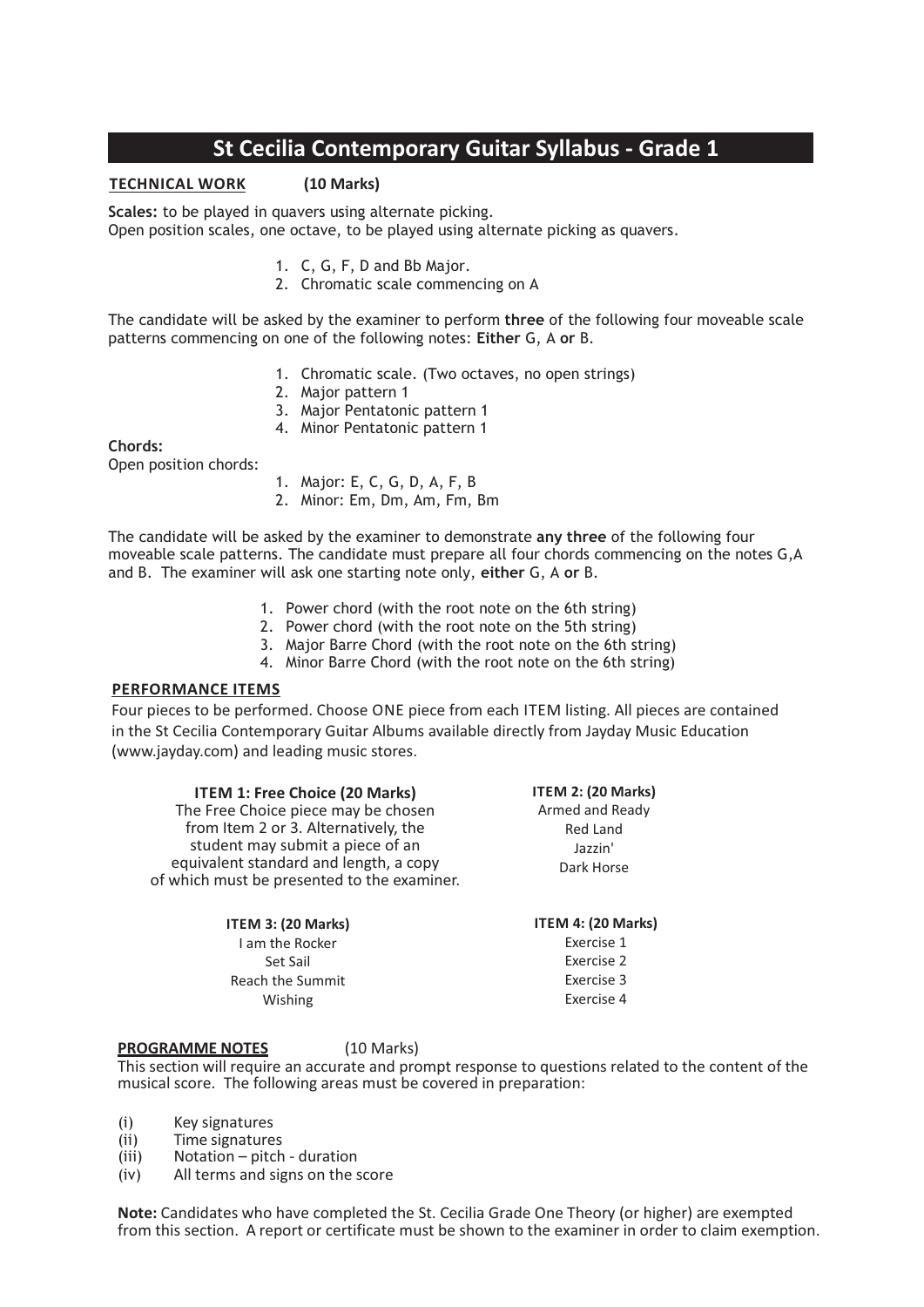# St Cecilia Contemporary Guitar Syllabus - Grade 1

## TECHNICAL WORK (10 Marks)

**Scales:** to be played in quavers using alternate picking.
Open position scales, one octave, to be played using alternate picking as quavers.

1. C, G, F, D and Bb Major.
2. Chromatic scale commencing on A

The candidate will be asked by the examiner to perform **three** of the following four moveable scale patterns commencing on one of the following notes: **Either** G, A **or** B.

1. Chromatic scale. (Two octaves, no open strings)
2. Major pattern 1
3. Major Pentatonic pattern 1
4. Minor Pentatonic pattern 1

**Chords:**
Open position chords:

1. Major: E, C, G, D, A, F, B
2. Minor: Em, Dm, Am, Fm, Bm

The candidate will be asked by the examiner to demonstrate **any three** of the following four moveable scale patterns. The candidate must prepare all four chords commencing on the notes G,A and B. The examiner will ask one starting note only, **either** G, A **or** B.

1. Power chord (with the root note on the 6th string)
2. Power chord (with the root note on the 5th string)
3. Major Barre Chord (with the root note on the 6th string)
4. Minor Barre Chord (with the root note on the 6th string)

## PERFORMANCE ITEMS

Four pieces to be performed. Choose ONE piece from each ITEM listing. All pieces are contained in the St Cecilia Contemporary Guitar Albums available directly from Jayday Music Education (www.jayday.com) and leading music stores.

**ITEM 1: Free Choice (20 Marks)**
The Free Choice piece may be chosen from Item 2 or 3. Alternatively, the student may submit a piece of an equivalent standard and length, a copy of which must be presented to the examiner.

**ITEM 2: (20 Marks)**
Armed and Ready
Red Land
Jazzin'
Dark Horse

**ITEM 3: (20 Marks)**
I am the Rocker
Set Sail
Reach the Summit
Wishing

**ITEM 4: (20 Marks)**
Exercise 1
Exercise 2
Exercise 3
Exercise 4

## PROGRAMME NOTES (10 Marks)

This section will require an accurate and prompt response to questions related to the content of the musical score. The following areas must be covered in preparation:

(i) Key signatures
(ii) Time signatures
(iii) Notation – pitch - duration
(iv) All terms and signs on the score

**Note:** Candidates who have completed the St. Cecilia Grade One Theory (or higher) are exempted from this section. A report or certificate must be shown to the examiner in order to claim exemption.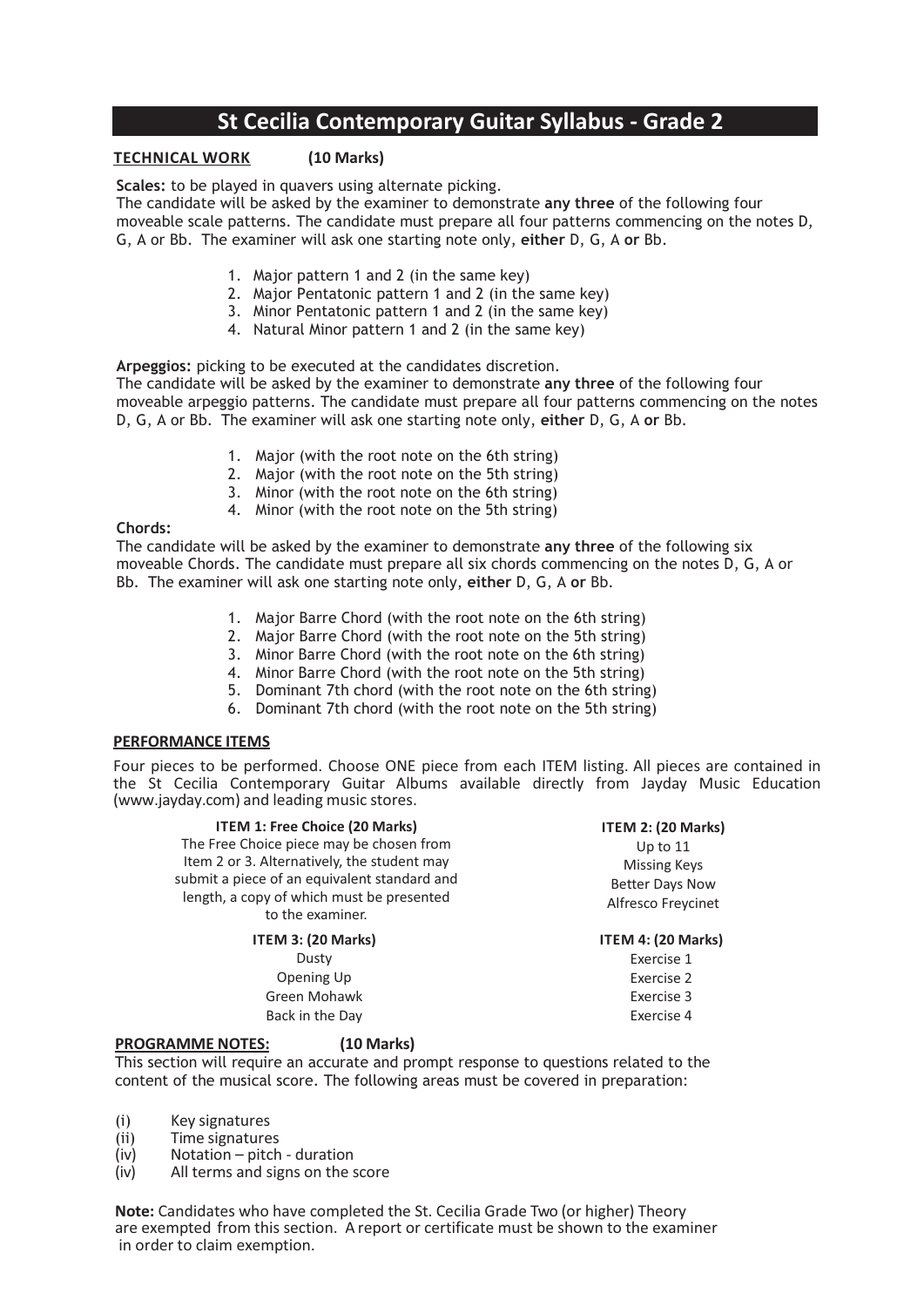# St Cecilia Contemporary Guitar Syllabus - Grade 2

**TECHNICAL WORK (10 Marks)**

**Scales:** to be played in quavers using alternate picking.
The candidate will be asked by the examiner to demonstrate **any three** of the following four moveable scale patterns. The candidate must prepare all four patterns commencing on the notes D, G, A or Bb. The examiner will ask one starting note only, **either** D, G, A **or** Bb.

1. Major pattern 1 and 2 (in the same key)
2. Major Pentatonic pattern 1 and 2 (in the same key)
3. Minor Pentatonic pattern 1 and 2 (in the same key)
4. Natural Minor pattern 1 and 2 (in the same key)

**Arpeggios:** picking to be executed at the candidates discretion.
The candidate will be asked by the examiner to demonstrate **any three** of the following four moveable arpeggio patterns. The candidate must prepare all four patterns commencing on the notes D, G, A or Bb. The examiner will ask one starting note only, **either** D, G, A **or** Bb.

1. Major (with the root note on the 6th string)
2. Major (with the root note on the 5th string)
3. Minor (with the root note on the 6th string)
4. Minor (with the root note on the 5th string)

**Chords:**
The candidate will be asked by the examiner to demonstrate **any three** of the following six moveable Chords. The candidate must prepare all six chords commencing on the notes D, G, A or Bb. The examiner will ask one starting note only, **either** D, G, A **or** Bb.

1. Major Barre Chord (with the root note on the 6th string)
2. Major Barre Chord (with the root note on the 5th string)
3. Minor Barre Chord (with the root note on the 6th string)
4. Minor Barre Chord (with the root note on the 5th string)
5. Dominant 7th chord (with the root note on the 6th string)
6. Dominant 7th chord (with the root note on the 5th string)

**PERFORMANCE ITEMS**

Four pieces to be performed. Choose ONE piece from each ITEM listing. All pieces are contained in the St Cecilia Contemporary Guitar Albums available directly from Jayday Music Education (www.jayday.com) and leading music stores.

**ITEM 1: Free Choice (20 Marks)**
The Free Choice piece may be chosen from Item 2 or 3. Alternatively, the student may submit a piece of an equivalent standard and length, a copy of which must be presented to the examiner.

**ITEM 2: (20 Marks)**
Up to 11
Missing Keys
Better Days Now
Alfresco Freycinet

**ITEM 3: (20 Marks)**
Dusty
Opening Up
Green Mohawk
Back in the Day

**ITEM 4: (20 Marks)**
Exercise 1
Exercise 2
Exercise 3
Exercise 4

**PROGRAMME NOTES: (10 Marks)**
This section will require an accurate and prompt response to questions related to the content of the musical score. The following areas must be covered in preparation:

(i) Key signatures
(ii) Time signatures
(iv) Notation – pitch - duration
(iv) All terms and signs on the score

**Note:** Candidates who have completed the St. Cecilia Grade Two (or higher) Theory are exempted from this section. A report or certificate must be shown to the examiner in order to claim exemption.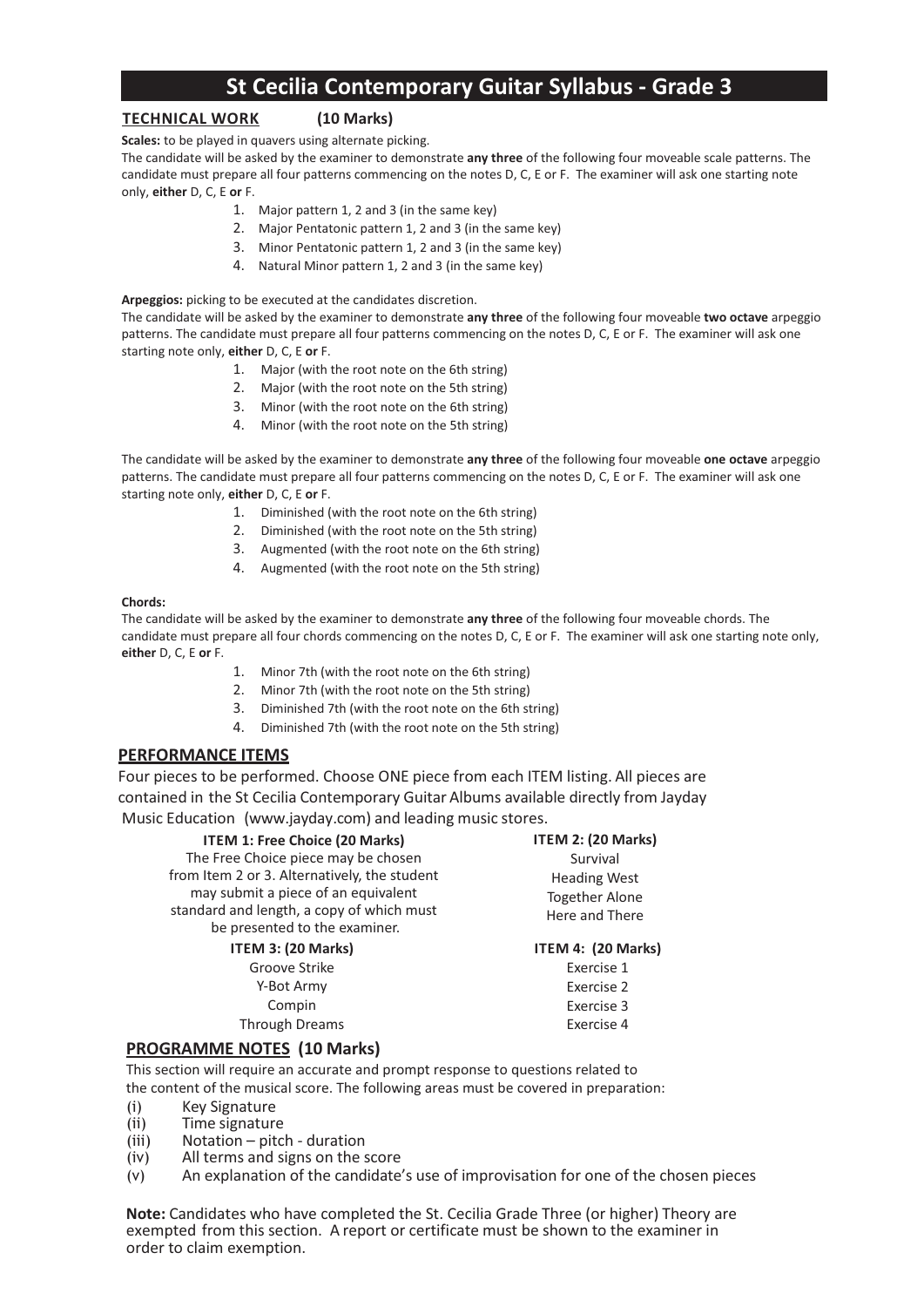# St Cecilia Contemporary Guitar Syllabus - Grade 3

## TECHNICAL WORK (10 Marks)

**Scales:** to be played in quavers using alternate picking.

The candidate will be asked by the examiner to demonstrate **any three** of the following four moveable scale patterns. The candidate must prepare all four patterns commencing on the notes D, C, E or F. The examiner will ask one starting note only, **either** D, C, E **or** F.

1. Major pattern 1, 2 and 3 (in the same key)
2. Major Pentatonic pattern 1, 2 and 3 (in the same key)
3. Minor Pentatonic pattern 1, 2 and 3 (in the same key)
4. Natural Minor pattern 1, 2 and 3 (in the same key)

**Arpeggios:** picking to be executed at the candidates discretion.

The candidate will be asked by the examiner to demonstrate **any three** of the following four moveable **two octave** arpeggio patterns. The candidate must prepare all four patterns commencing on the notes D, C, E or F. The examiner will ask one starting note only, **either** D, C, E **or** F.

1. Major (with the root note on the 6th string)
2. Major (with the root note on the 5th string)
3. Minor (with the root note on the 6th string)
4. Minor (with the root note on the 5th string)

The candidate will be asked by the examiner to demonstrate **any three** of the following four moveable **one octave** arpeggio patterns. The candidate must prepare all four patterns commencing on the notes D, C, E or F. The examiner will ask one starting note only, **either** D, C, E **or** F.

1. Diminished (with the root note on the 6th string)
2. Diminished (with the root note on the 5th string)
3. Augmented (with the root note on the 6th string)
4. Augmented (with the root note on the 5th string)

**Chords:**

The candidate will be asked by the examiner to demonstrate **any three** of the following four moveable chords. The candidate must prepare all four chords commencing on the notes D, C, E or F. The examiner will ask one starting note only, **either** D, C, E **or** F.

1. Minor 7th (with the root note on the 6th string)
2. Minor 7th (with the root note on the 5th string)
3. Diminished 7th (with the root note on the 6th string)
4. Diminished 7th (with the root note on the 5th string)

## PERFORMANCE ITEMS

Four pieces to be performed. Choose ONE piece from each ITEM listing. All pieces are contained in the St Cecilia Contemporary Guitar Albums available directly from Jayday Music Education (www.jayday.com) and leading music stores.

**ITEM 1: Free Choice (20 Marks)**

The Free Choice piece may be chosen from Item 2 or 3. Alternatively, the student may submit a piece of an equivalent standard and length, a copy of which must be presented to the examiner.

**ITEM 2: (20 Marks)**

Survival
Heading West
Together Alone
Here and There

**ITEM 3: (20 Marks)**

Groove Strike
Y-Bot Army
Compin
Through Dreams

**ITEM 4: (20 Marks)**

Exercise 1
Exercise 2
Exercise 3
Exercise 4

## PROGRAMME NOTES (10 Marks)

This section will require an accurate and prompt response to questions related to the content of the musical score. The following areas must be covered in preparation:

(i) Key Signature
(ii) Time signature
(iii) Notation – pitch - duration
(iv) All terms and signs on the score
(v) An explanation of the candidate's use of improvisation for one of the chosen pieces

**Note:** Candidates who have completed the St. Cecilia Grade Three (or higher) Theory are exempted from this section. A report or certificate must be shown to the examiner in order to claim exemption.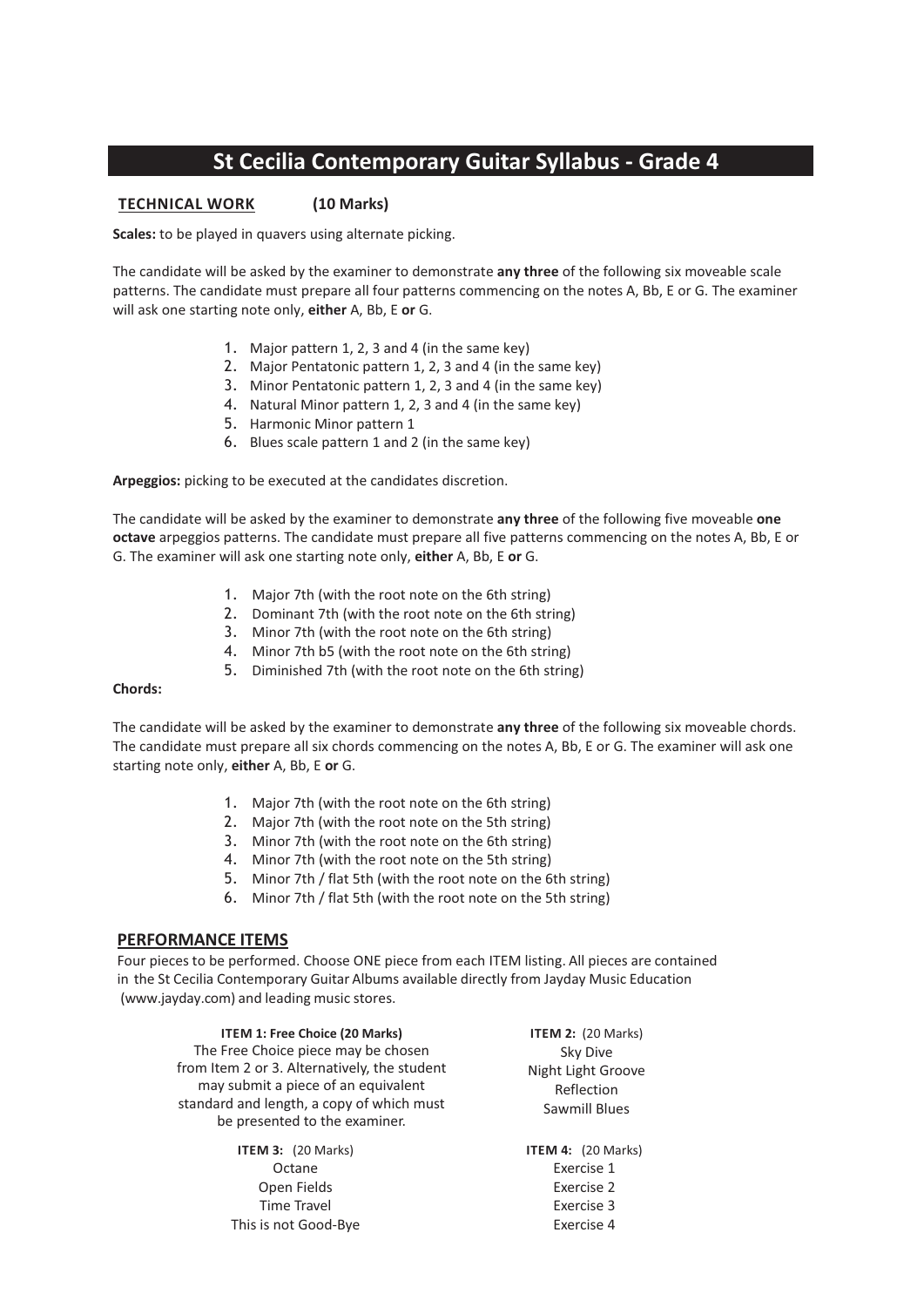# St Cecilia Contemporary Guitar Syllabus - Grade 4

## TECHNICAL WORK (10 Marks)

**Scales:** to be played in quavers using alternate picking.

The candidate will be asked by the examiner to demonstrate **any three** of the following six moveable scale patterns. The candidate must prepare all four patterns commencing on the notes A, Bb, E or G. The examiner will ask one starting note only, **either** A, Bb, E **or** G.

1. Major pattern 1, 2, 3 and 4 (in the same key)
2. Major Pentatonic pattern 1, 2, 3 and 4 (in the same key)
3. Minor Pentatonic pattern 1, 2, 3 and 4 (in the same key)
4. Natural Minor pattern 1, 2, 3 and 4 (in the same key)
5. Harmonic Minor pattern 1
6. Blues scale pattern 1 and 2 (in the same key)

**Arpeggios:** picking to be executed at the candidates discretion.

The candidate will be asked by the examiner to demonstrate **any three** of the following five moveable **one octave** arpeggios patterns. The candidate must prepare all five patterns commencing on the notes A, Bb, E or G. The examiner will ask one starting note only, **either** A, Bb, E **or** G.

1. Major 7th (with the root note on the 6th string)
2. Dominant 7th (with the root note on the 6th string)
3. Minor 7th (with the root note on the 6th string)
4. Minor 7th b5 (with the root note on the 6th string)
5. Diminished 7th (with the root note on the 6th string)

**Chords:**

The candidate will be asked by the examiner to demonstrate **any three** of the following six moveable chords. The candidate must prepare all six chords commencing on the notes A, Bb, E or G. The examiner will ask one starting note only, **either** A, Bb, E **or** G.

1. Major 7th (with the root note on the 6th string)
2. Major 7th (with the root note on the 5th string)
3. Minor 7th (with the root note on the 6th string)
4. Minor 7th (with the root note on the 5th string)
5. Minor 7th / flat 5th (with the root note on the 6th string)
6. Minor 7th / flat 5th (with the root note on the 5th string)

## PERFORMANCE ITEMS

Four pieces to be performed. Choose ONE piece from each ITEM listing. All pieces are contained in the St Cecilia Contemporary Guitar Albums available directly from Jayday Music Education (www.jayday.com) and leading music stores.

**ITEM 1: Free Choice (20 Marks)**
The Free Choice piece may be chosen from Item 2 or 3. Alternatively, the student may submit a piece of an equivalent standard and length, a copy of which must be presented to the examiner.

**ITEM 2:** (20 Marks)
Sky Dive
Night Light Groove
Reflection
Sawmill Blues

**ITEM 3:** (20 Marks)
Octane
Open Fields
Time Travel
This is not Good-Bye

**ITEM 4:** (20 Marks)
Exercise 1
Exercise 2
Exercise 3
Exercise 4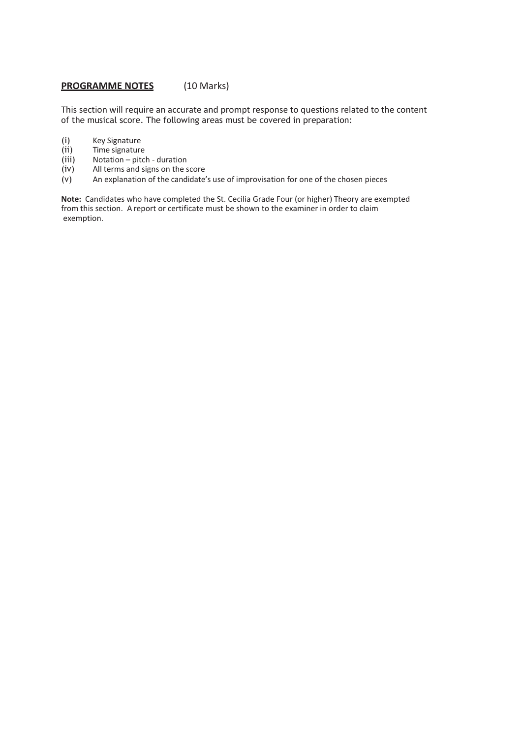**<u>PROGRAMME NOTES</u>** (10 Marks)

This section will require an accurate and prompt response to questions related to the content of the musical score. The following areas must be covered in preparation:

(i) Key Signature
(ii) Time signature
(iii) Notation – pitch - duration
(iv) All terms and signs on the score
(v) An explanation of the candidate's use of improvisation for one of the chosen pieces

**Note:** Candidates who have completed the St. Cecilia Grade Four (or higher) Theory are exempted from this section. A report or certificate must be shown to the examiner in order to claim exemption.